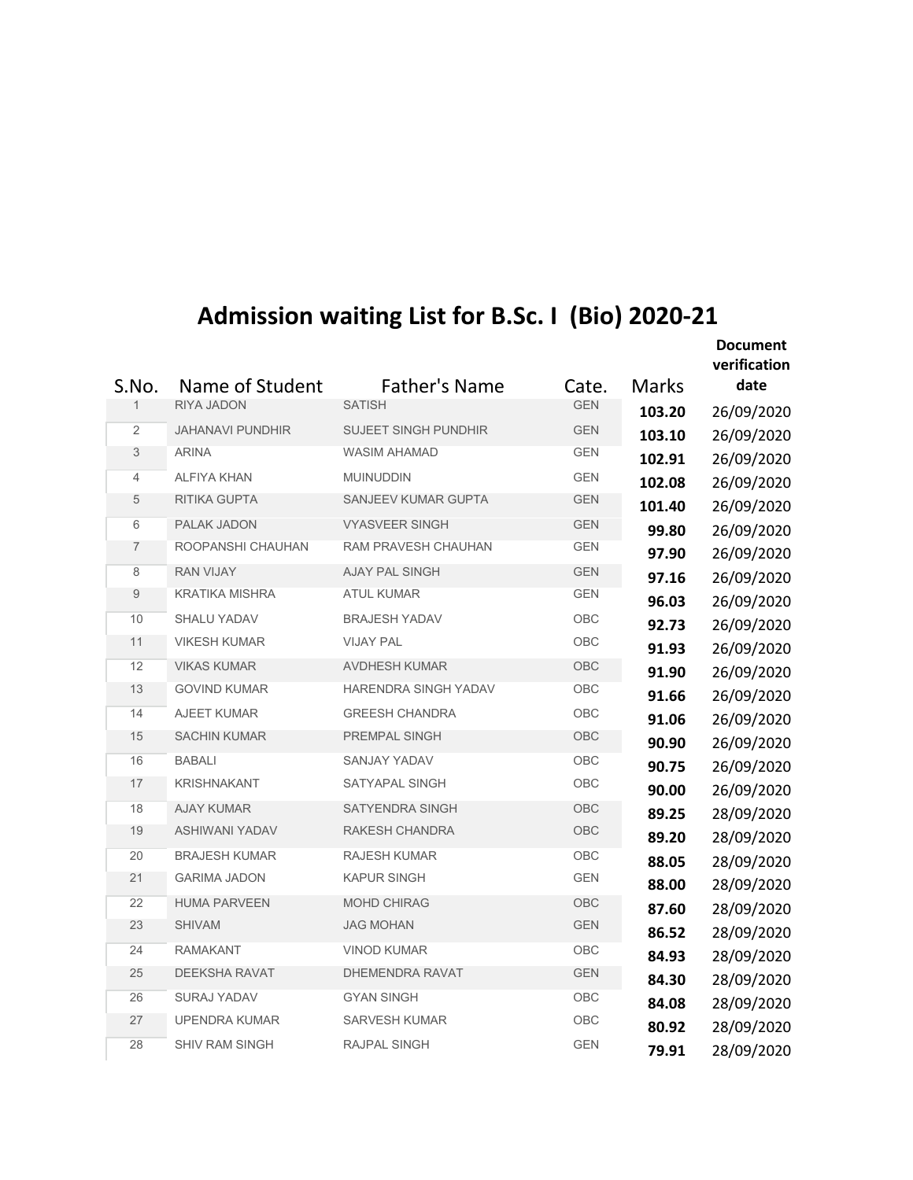# Admission waiting List for B.Sc. I (Bio) 2020-21

| S.No. | Name of Student | Father's Name | Cate. | Marks | Document verification date |
|---|---|---|---|---|---|
| 1 | RIYA JADON | SATISH | GEN | **103.20** | 26/09/2020 |
| 2 | JAHANAVI PUNDHIR | SUJEET SINGH PUNDHIR | GEN | **103.10** | 26/09/2020 |
| 3 | ARINA | WASIM AHAMAD | GEN | **102.91** | 26/09/2020 |
| 4 | ALFIYA KHAN | MUINUDDIN | GEN | **102.08** | 26/09/2020 |
| 5 | RITIKA GUPTA | SANJEEV KUMAR GUPTA | GEN | **101.40** | 26/09/2020 |
| 6 | PALAK JADON | VYASVEER SINGH | GEN | **99.80** | 26/09/2020 |
| 7 | ROOPANSHI CHAUHAN | RAM PRAVESH CHAUHAN | GEN | **97.90** | 26/09/2020 |
| 8 | RAN VIJAY | AJAY PAL SINGH | GEN | **97.16** | 26/09/2020 |
| 9 | KRATIKA MISHRA | ATUL KUMAR | GEN | **96.03** | 26/09/2020 |
| 10 | SHALU YADAV | BRAJESH YADAV | OBC | **92.73** | 26/09/2020 |
| 11 | VIKESH KUMAR | VIJAY PAL | OBC | **91.93** | 26/09/2020 |
| 12 | VIKAS KUMAR | AVDHESH KUMAR | OBC | **91.90** | 26/09/2020 |
| 13 | GOVIND KUMAR | HARENDRA SINGH YADAV | OBC | **91.66** | 26/09/2020 |
| 14 | AJEET KUMAR | GREESH CHANDRA | OBC | **91.06** | 26/09/2020 |
| 15 | SACHIN KUMAR | PREMPAL SINGH | OBC | **90.90** | 26/09/2020 |
| 16 | BABALI | SANJAY YADAV | OBC | **90.75** | 26/09/2020 |
| 17 | KRISHNAKANT | SATYAPAL SINGH | OBC | **90.00** | 26/09/2020 |
| 18 | AJAY KUMAR | SATYENDRA SINGH | OBC | **89.25** | 28/09/2020 |
| 19 | ASHIWANI YADAV | RAKESH CHANDRA | OBC | **89.20** | 28/09/2020 |
| 20 | BRAJESH KUMAR | RAJESH KUMAR | OBC | **88.05** | 28/09/2020 |
| 21 | GARIMA JADON | KAPUR SINGH | GEN | **88.00** | 28/09/2020 |
| 22 | HUMA PARVEEN | MOHD CHIRAG | OBC | **87.60** | 28/09/2020 |
| 23 | SHIVAM | JAG MOHAN | GEN | **86.52** | 28/09/2020 |
| 24 | RAMAKANT | VINOD KUMAR | OBC | **84.93** | 28/09/2020 |
| 25 | DEEKSHA RAVAT | DHEMENDRA RAVAT | GEN | **84.30** | 28/09/2020 |
| 26 | SURAJ YADAV | GYAN SINGH | OBC | **84.08** | 28/09/2020 |
| 27 | UPENDRA KUMAR | SARVESH KUMAR | OBC | **80.92** | 28/09/2020 |
| 28 | SHIV RAM SINGH | RAJPAL SINGH | GEN | **79.91** | 28/09/2020 |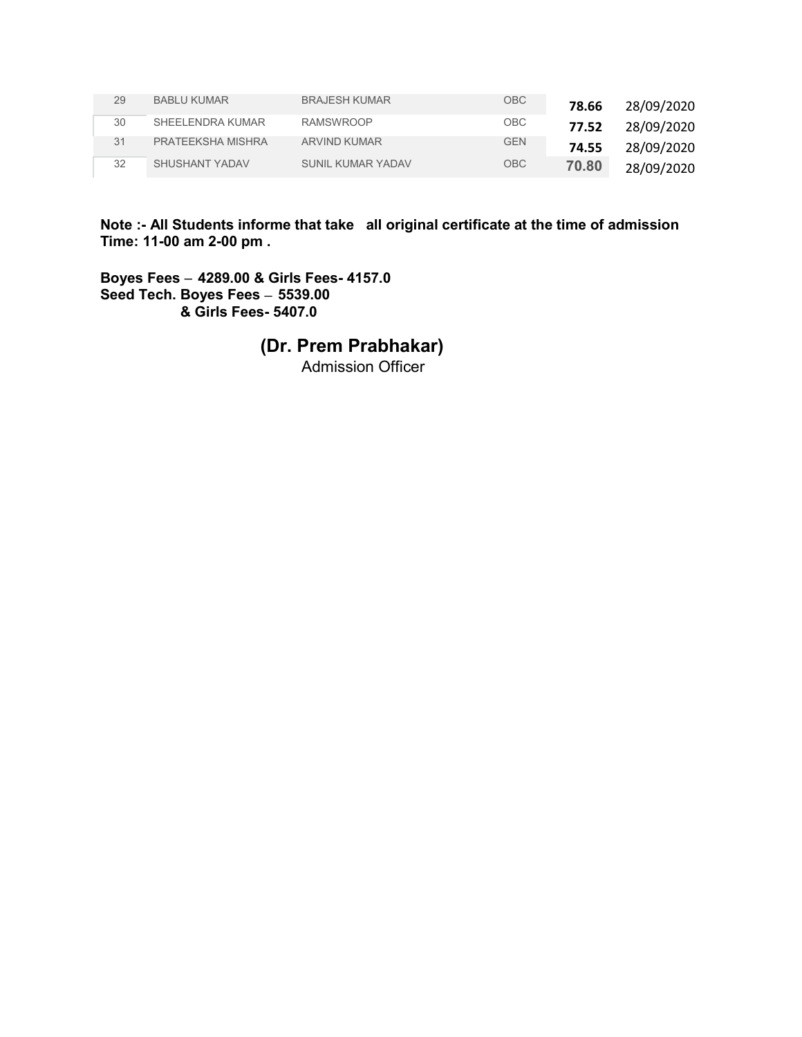| | | | | | |
|---|---|---|---|---|---|
| 29 | BABLU KUMAR | BRAJESH KUMAR | OBC | **78.66** | 28/09/2020 |
| 30 | SHEELENDRA KUMAR | RAMSWROOP | OBC | **77.52** | 28/09/2020 |
| 31 | PRATEEKSHA MISHRA | ARVIND KUMAR | GEN | **74.55** | 28/09/2020 |
| 32 | SHUSHANT YADAV | SUNIL KUMAR YADAV | OBC | **70.80** | 28/09/2020 |

**Note :- All Students informe that take all original certificate at the time of admission**
**Time: 11-00 am 2-00 pm .**

**Boyes Fees – 4289.00 & Girls Fees- 4157.0**
**Seed Tech. Boyes Fees – 5539.00**
**& Girls Fees- 5407.0**

**(Dr. Prem Prabhakar)**
Admission Officer